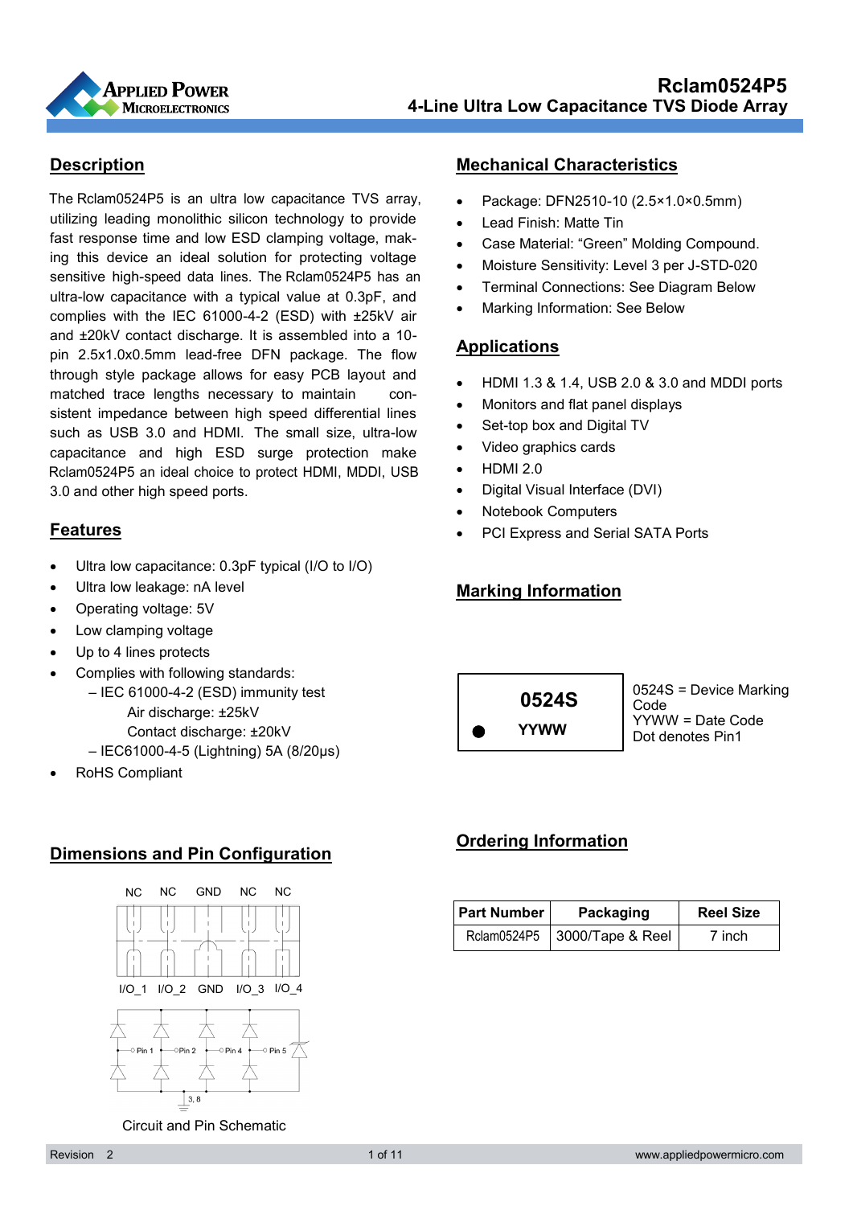# Rclam0524P5

## 4-Line Ultra Low Capacitance TVS Diode Array

## Description

The Rclam0524P5 is an ultra low capacitance TVS array, utilizing leading monolithic silicon technology to provide fast response time and low ESD clamping voltage, making this device an ideal solution for protecting voltage sensitive high-speed data lines. The Rclam0524P5 has an ultra-low capacitance with a typical value at 0.3pF, and complies with the IEC 61000-4-2 (ESD) with ±25kV air and ±20kV contact discharge. It is assembled into a 10-pin 2.5x1.0x0.5mm lead-free DFN package. The flow through style package allows for easy PCB layout and matched trace lengths necessary to maintain consistent impedance between high speed differential lines such as USB 3.0 and HDMI. The small size, ultra-low capacitance and high ESD surge protection make Rclam0524P5 an ideal choice to protect HDMI, MDDI, USB 3.0 and other high speed ports.

## Features

- Ultra low capacitance: 0.3pF typical (I/O to I/O)
- Ultra low leakage: nA level
- Operating voltage: 5V
- Low clamping voltage
- Up to 4 lines protects
- Complies with following standards:
  - IEC 61000-4-2 (ESD) immunity test
    - Air discharge: ±25kV
    - Contact discharge: ±20kV
  - IEC61000-4-5 (Lightning) 5A (8/20μs)
- RoHS Compliant

## Dimensions and Pin Configuration

NC NC GND NC NC

I/O_1 I/O_2 GND I/O_3 I/O_4

Pin 1 Pin 2 Pin 4 Pin 5

3, 8

Circuit and Pin Schematic

## Mechanical Characteristics

- Package: DFN2510-10 (2.5×1.0×0.5mm)
- Lead Finish: Matte Tin
- Case Material: "Green" Molding Compound.
- Moisture Sensitivity: Level 3 per J-STD-020
- Terminal Connections: See Diagram Below
- Marking Information: See Below

## Applications

- HDMI 1.3 & 1.4, USB 2.0 & 3.0 and MDDI ports
- Monitors and flat panel displays
- Set-top box and Digital TV
- Video graphics cards
- HDMI 2.0
- Digital Visual Interface (DVI)
- Notebook Computers
- PCI Express and Serial SATA Ports

## Marking Information

**0524S**

● **YYWW**

0524S = Device Marking Code
YYWW = Date Code
Dot denotes Pin1

## Ordering Information

| Part Number | Packaging | Reel Size |
|---|---|---|
| Rclam0524P5 | 3000/Tape & Reel | 7 inch |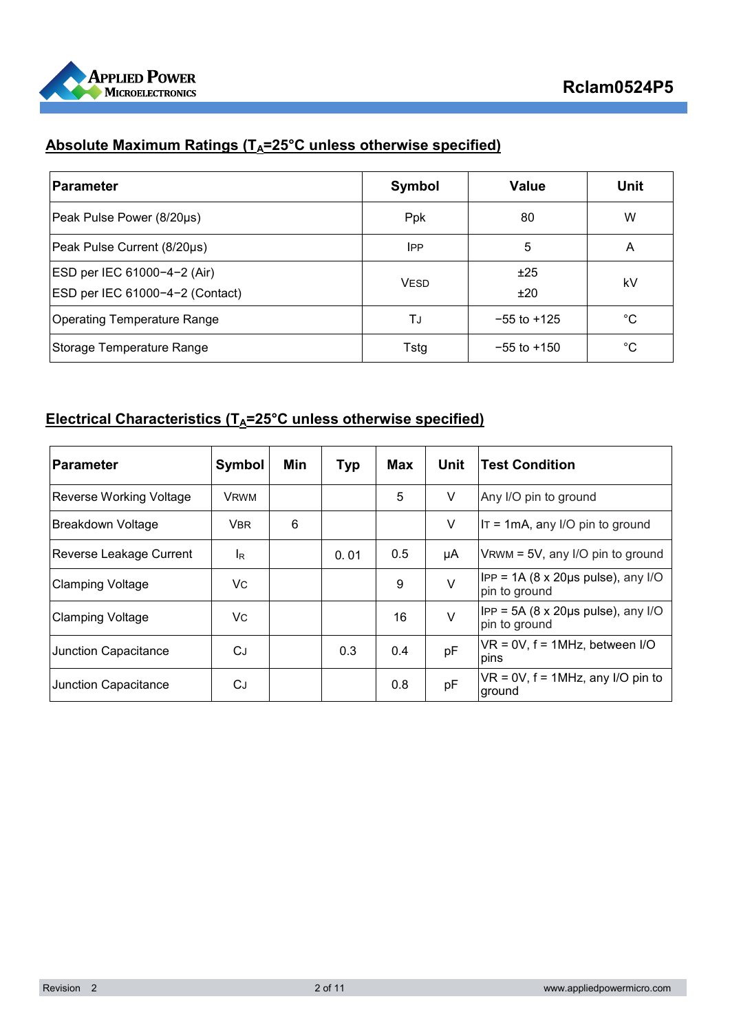## Absolute Maximum Ratings ($T_A$=25°C unless otherwise specified)

| Parameter | Symbol | Value | Unit |
|---|---|---|---|
| Peak Pulse Power (8/20μs) | Ppk | 80 | W |
| Peak Pulse Current (8/20μs) | $I_{PP}$ | 5 | A |
| ESD per IEC 61000−4−2 (Air)<br>ESD per IEC 61000−4−2 (Contact) | $V_{ESD}$ | ±25<br>±20 | kV |
| Operating Temperature Range | $T_J$ | −55 to +125 | °C |
| Storage Temperature Range | Tstg | −55 to +150 | °C |

## Electrical Characteristics ($T_A$=25°C unless otherwise specified)

| Parameter | Symbol | Min | Typ | Max | Unit | Test Condition |
|---|---|---|---|---|---|---|
| Reverse Working Voltage | $V_{RWM}$ | | | 5 | V | Any I/O pin to ground |
| Breakdown Voltage | $V_{BR}$ | 6 | | | V | $I_T$ = 1mA, any I/O pin to ground |
| Reverse Leakage Current | $I_R$ | | 0. 01 | 0.5 | μA | $V_{RWM}$ = 5V, any I/O pin to ground |
| Clamping Voltage | $V_C$ | | | 9 | V | $I_{PP}$ = 1A (8 x 20μs pulse), any I/O pin to ground |
| Clamping Voltage | $V_C$ | | | 16 | V | $I_{PP}$ = 5A (8 x 20μs pulse), any I/O pin to ground |
| Junction Capacitance | $C_J$ | | 0.3 | 0.4 | pF | VR = 0V, f = 1MHz, between I/O pins |
| Junction Capacitance | $C_J$ | | | 0.8 | pF | VR = 0V, f = 1MHz, any I/O pin to ground |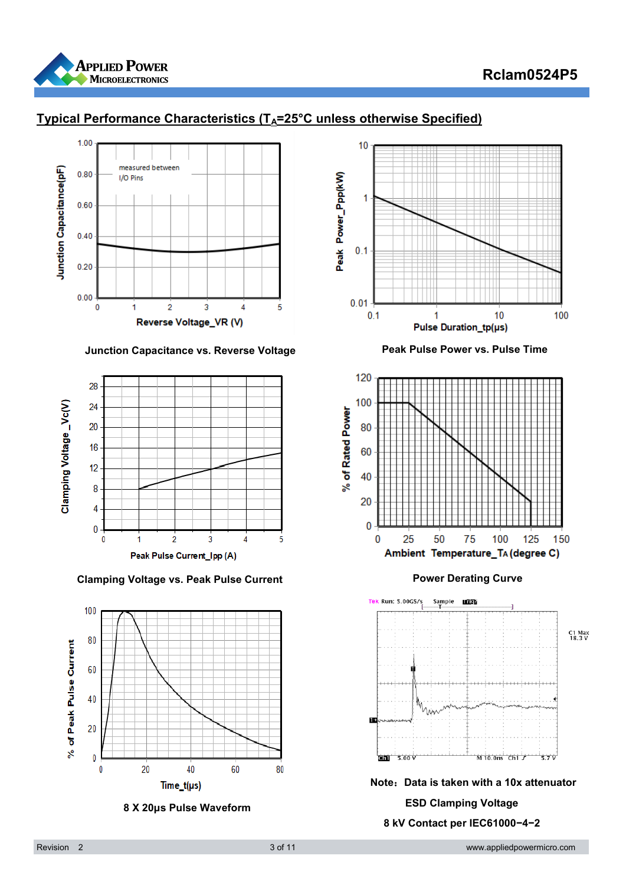## Typical Performance Characteristics ($T_A$=25°C unless otherwise Specified)

Junction Capacitance vs. Reverse Voltage

Peak Pulse Power vs. Pulse Time

Clamping Voltage vs. Peak Pulse Current

Power Derating Curve

8 X 20μs Pulse Waveform

Note：Data is taken with a 10x attenuator

ESD Clamping Voltage

8 kV Contact per IEC61000−4−2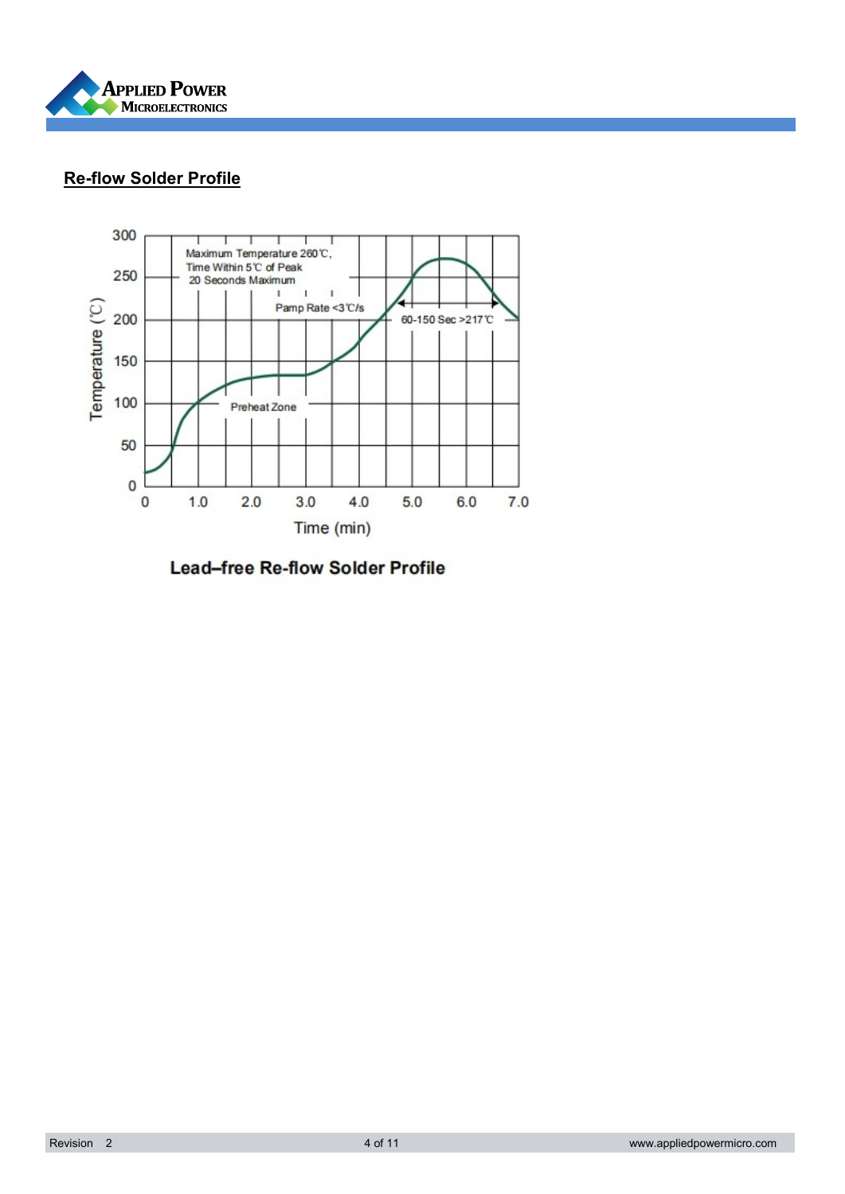## Re-flow Solder Profile

Lead–free Re-flow Solder Profile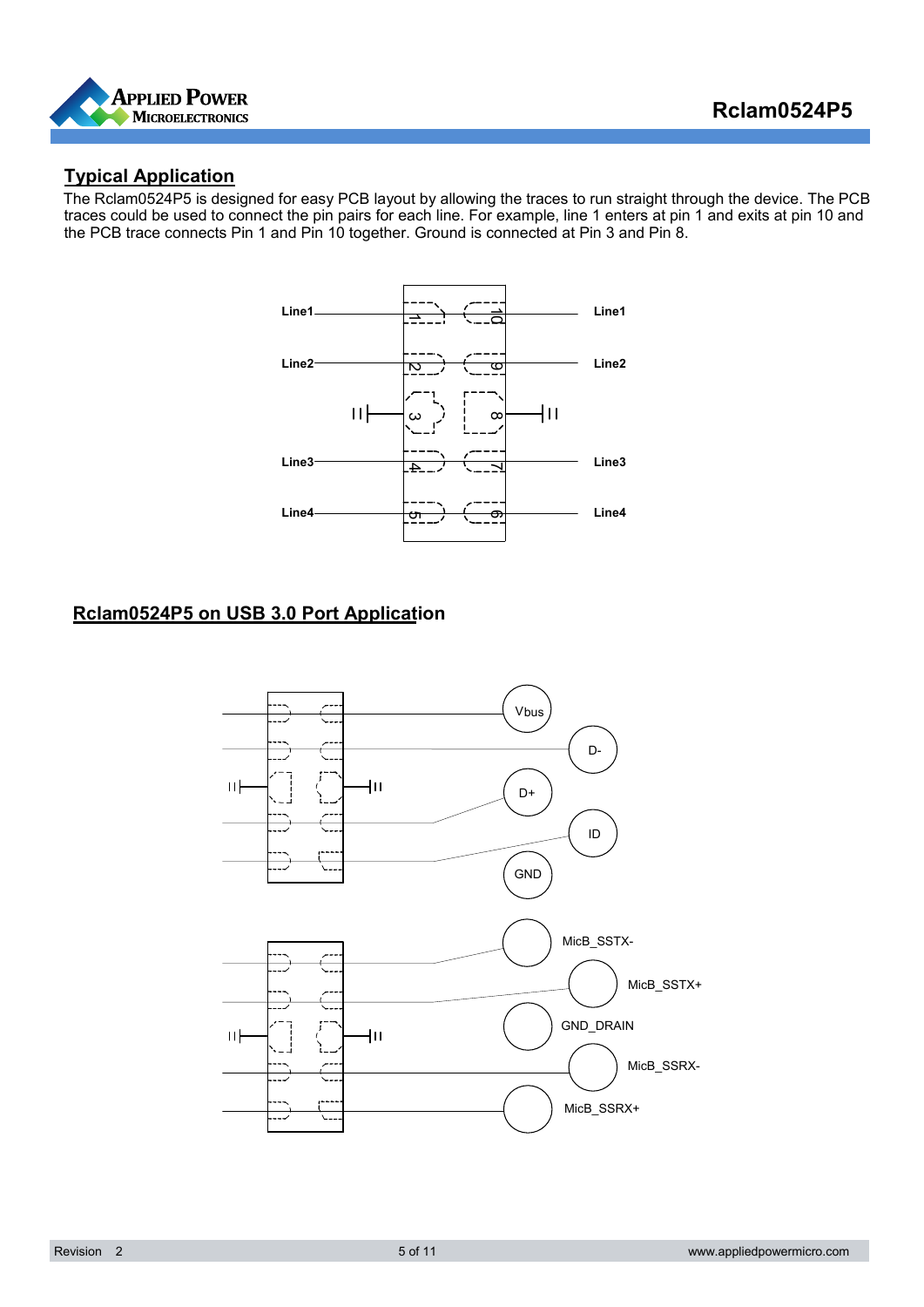## Typical Application

The Rclam0524P5 is designed for easy PCB layout by allowing the traces to run straight through the device. The PCB traces could be used to connect the pin pairs for each line. For example, line 1 enters at pin 1 and exits at pin 10 and the PCB trace connects Pin 1 and Pin 10 together. Ground is connected at Pin 3 and Pin 8.

Line1 Line1

Line2 Line2

Line3 Line3

Line4 Line4

## Rclam0524P5 on USB 3.0 Port Application

Vbus

D-

D+

ID

GND

MicB_SSTX-

MicB_SSTX+

GND_DRAIN

MicB_SSRX-

MicB_SSRX+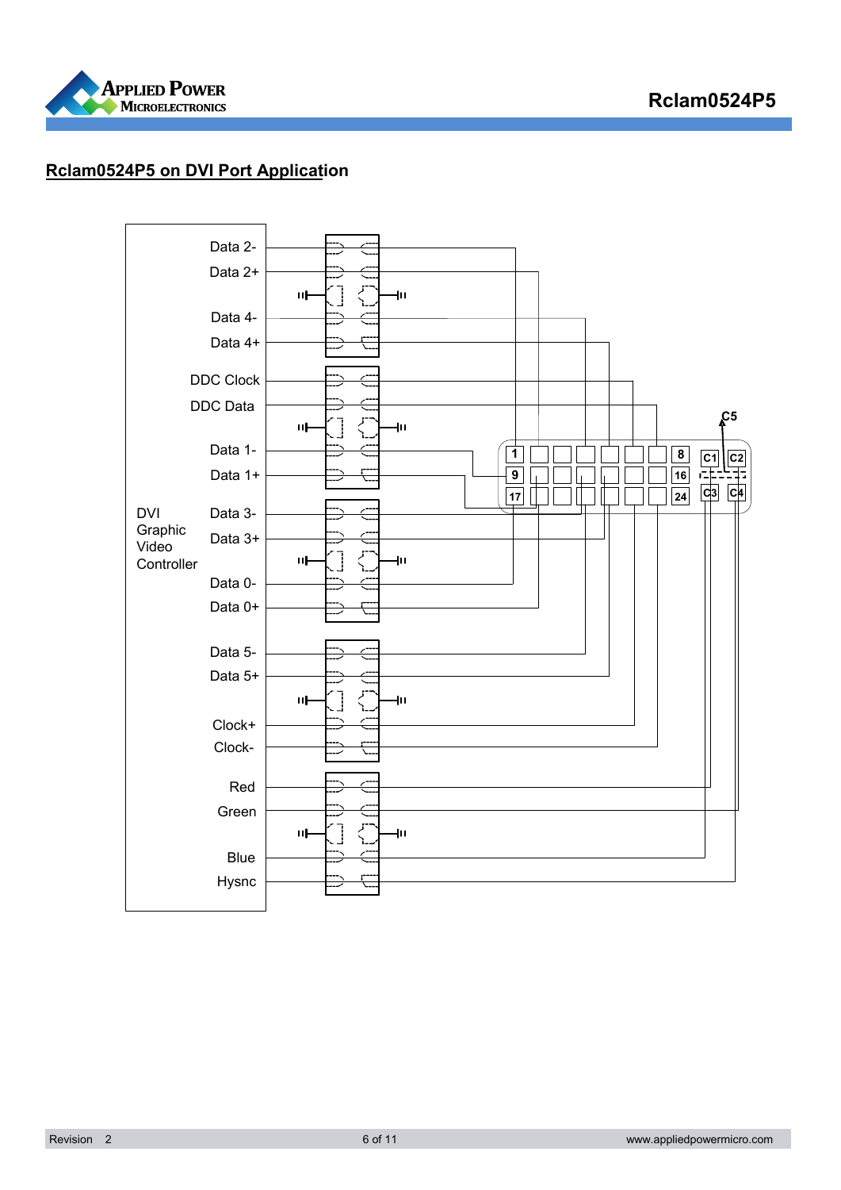## Rclam0524P5 on DVI Port Application

DVI Graphic Video Controller

Data 2-
Data 2+
Data 4-
Data 4+
DDC Clock
DDC Data
Data 1-
Data 1+
Data 3-
Data 3+
Data 0-
Data 0+
Data 5-
Data 5+
Clock+
Clock-
Red
Green
Blue
Hysnc

1 8 9 16 17 24 C1 C2 C3 C4 C5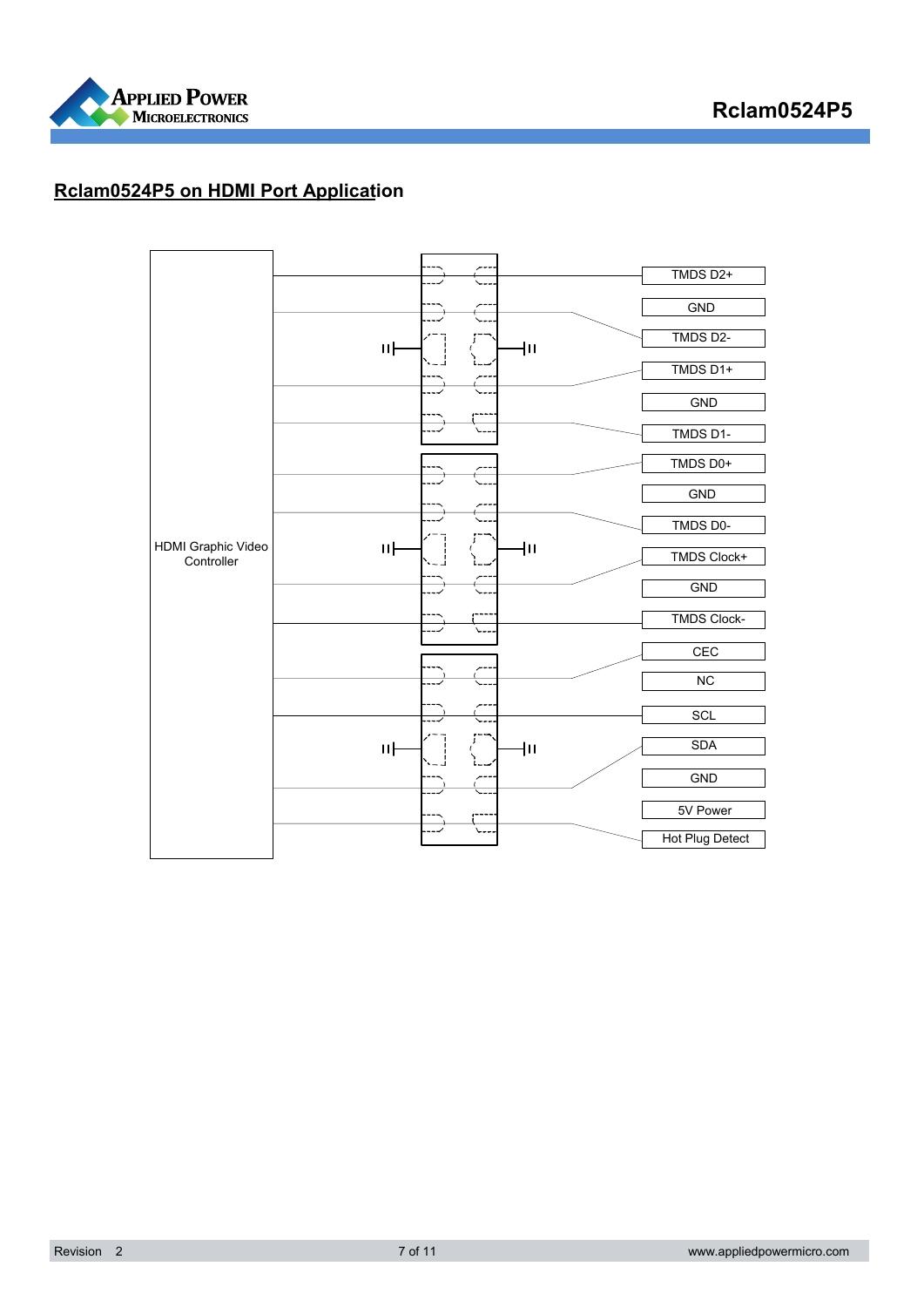## Rclam0524P5 on HDMI Port Application

HDMI Graphic Video Controller

TMDS D2+

GND

TMDS D2-

TMDS D1+

GND

TMDS D1-

TMDS D0+

GND

TMDS D0-

TMDS Clock+

GND

TMDS Clock-

CEC

NC

SCL

SDA

GND

5V Power

Hot Plug Detect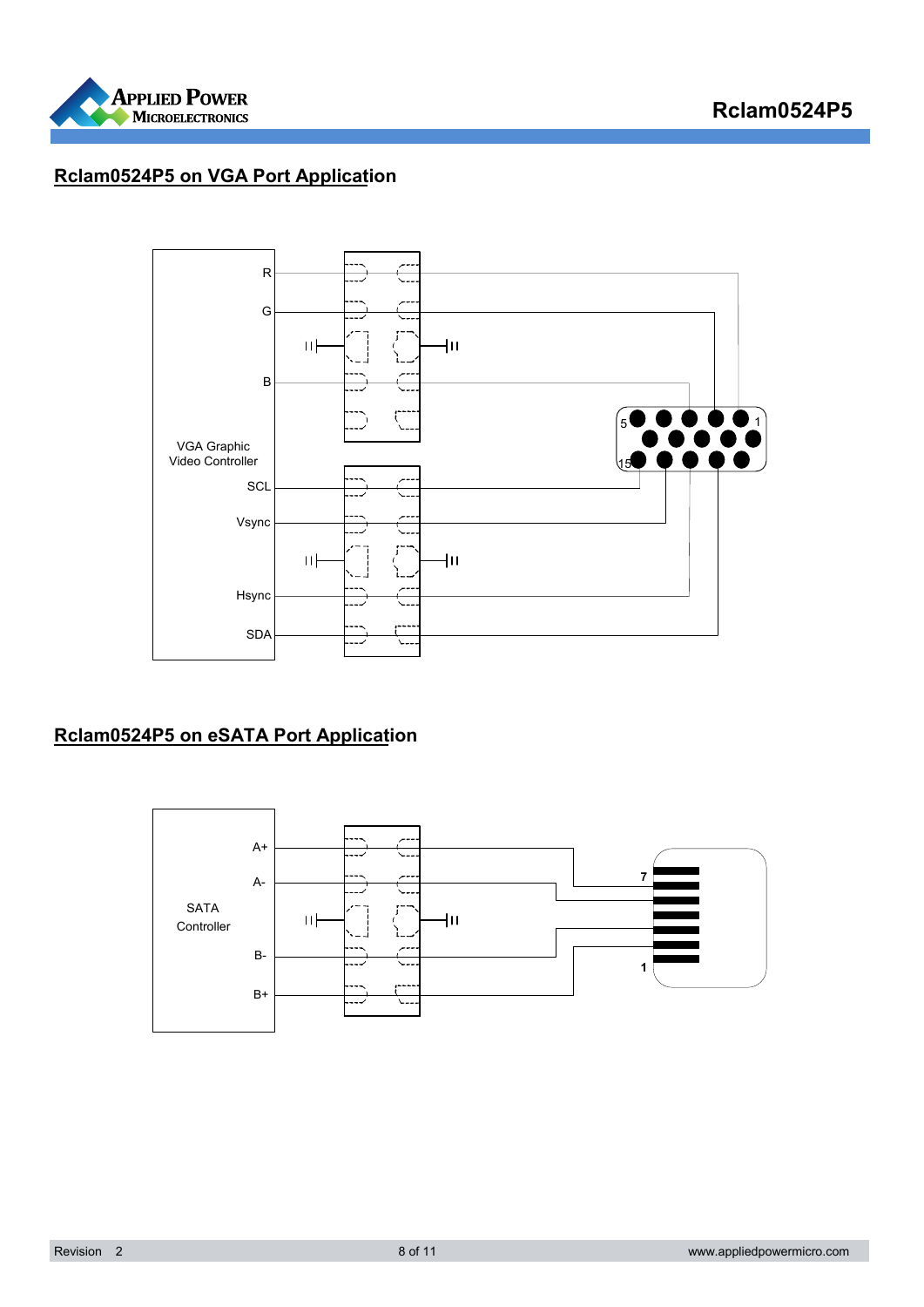## Rclam0524P5 on VGA Port Application

R

G

B

VGA Graphic Video Controller

SCL

Vsync

Hsync

SDA

5

1

15

## Rclam0524P5 on eSATA Port Application

A+

A-

SATA Controller

B-

B+

7

1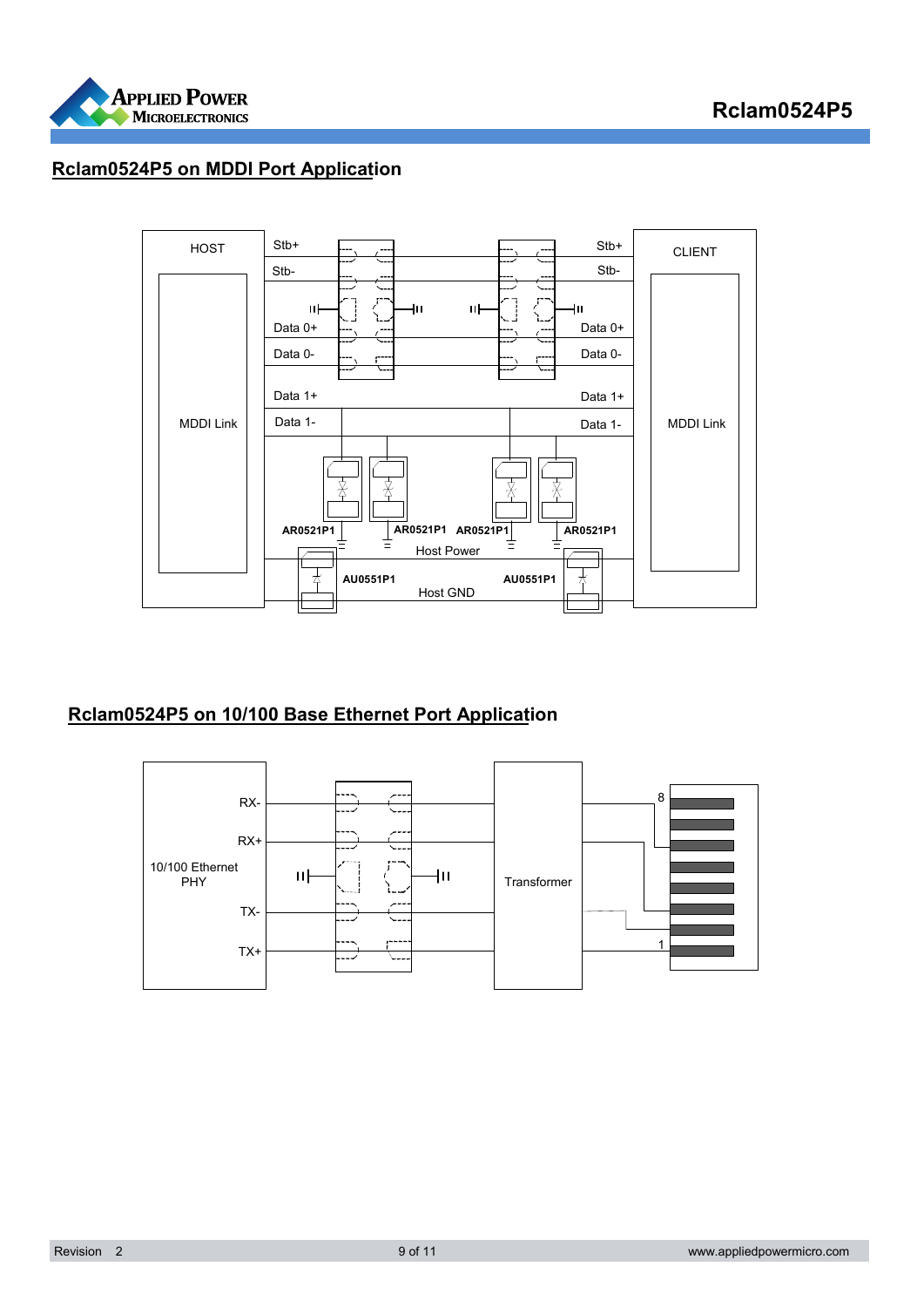## Rclam0524P5 on MDDI Port Application

HOST

MDDI Link

Stb+

Stb-

Data 0+

Data 0-

Data 1+

Data 1-

CLIENT

MDDI Link

AR0521P1

AR0521P1

AR0521P1

AR0521P1

Host Power

AU0551P1

AU0551P1

Host GND

## Rclam0524P5 on 10/100 Base Ethernet Port Application

10/100 Ethernet PHY

RX-

RX+

TX-

TX+

Transformer

8

1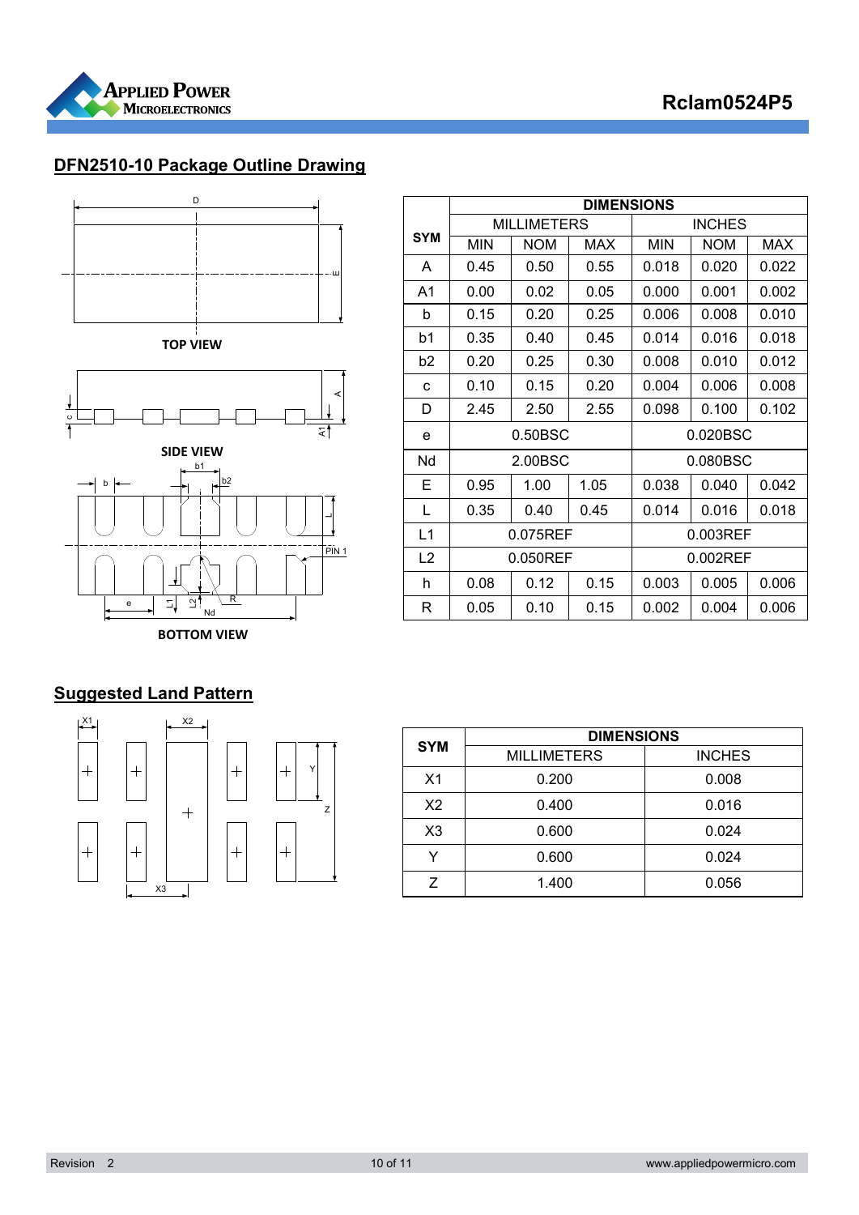## DFN2510-10 Package Outline Drawing

TOP VIEW

SIDE VIEW

BOTTOM VIEW

| SYM | DIMENSIONS | | | | | |
|---|---|---|---|---|---|---|
| | MILLIMETERS | | | INCHES | | |
| | MIN | NOM | MAX | MIN | NOM | MAX |
| A | 0.45 | 0.50 | 0.55 | 0.018 | 0.020 | 0.022 |
| A1 | 0.00 | 0.02 | 0.05 | 0.000 | 0.001 | 0.002 |
| b | 0.15 | 0.20 | 0.25 | 0.006 | 0.008 | 0.010 |
| b1 | 0.35 | 0.40 | 0.45 | 0.014 | 0.016 | 0.018 |
| b2 | 0.20 | 0.25 | 0.30 | 0.008 | 0.010 | 0.012 |
| c | 0.10 | 0.15 | 0.20 | 0.004 | 0.006 | 0.008 |
| D | 2.45 | 2.50 | 2.55 | 0.098 | 0.100 | 0.102 |
| e | 0.50BSC | | | 0.020BSC | | |
| Nd | 2.00BSC | | | 0.080BSC | | |
| E | 0.95 | 1.00 | 1.05 | 0.038 | 0.040 | 0.042 |
| L | 0.35 | 0.40 | 0.45 | 0.014 | 0.016 | 0.018 |
| L1 | 0.075REF | | | 0.003REF | | |
| L2 | 0.050REF | | | 0.002REF | | |
| h | 0.08 | 0.12 | 0.15 | 0.003 | 0.005 | 0.006 |
| R | 0.05 | 0.10 | 0.15 | 0.002 | 0.004 | 0.006 |

## Suggested Land Pattern

| SYM | DIMENSIONS | |
|---|---|---|
| | MILLIMETERS | INCHES |
| X1 | 0.200 | 0.008 |
| X2 | 0.400 | 0.016 |
| X3 | 0.600 | 0.024 |
| Y | 0.600 | 0.024 |
| Z | 1.400 | 0.056 |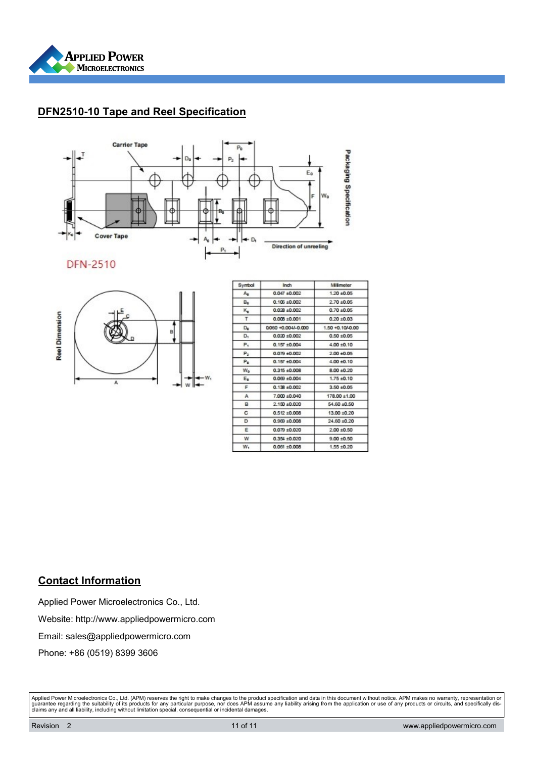## DFN2510-10 Tape and Reel Specification

Carrier Tape

Cover Tape

Packaging Specification

Direction of unreeling

DFN-2510

Reel Dimension

| Symbol | Inch | Millimeter |
|---|---|---|
| $A_0$ | 0.047 ±0.002 | 1.20 ±0.05 |
| $B_0$ | 0.106 ±0.002 | 2.70 ±0.05 |
| $K_0$ | 0.028 ±0.002 | 0.70 ±0.05 |
| T | 0.008 ±0.001 | 0.20 ±0.03 |
| $D_0$ | 0.060 +0.004/-0.000 | 1.50 +0.10/-0.00 |
| $D_1$ | 0.020 ±0.002 | 0.50 ±0.05 |
| $P_1$ | 0.157 ±0.004 | 4.00 ±0.10 |
| $P_2$ | 0.079 ±0.002 | 2.00 ±0.05 |
| $P_0$ | 0.157 ±0.004 | 4.00 ±0.10 |
| $W_0$ | 0.315 ±0.008 | 8.00 ±0.20 |
| $E_0$ | 0.069 ±0.004 | 1.75 ±0.10 |
| F | 0.138 ±0.002 | 3.50 ±0.05 |
| A | 7.000 ±0.040 | 178.00 ±1.00 |
| B | 2.150 ±0.020 | 54.60 ±0.50 |
| C | 0.512 ±0.008 | 13.00 ±0.20 |
| D | 0.969 ±0.008 | 24.60 ±0.20 |
| E | 0.079 ±0.020 | 2.00 ±0.50 |
| W | 0.354 ±0.020 | 9.00 ±0.50 |
| $W_1$ | 0.061 ±0.008 | 1.55 ±0.20 |

## Contact Information

Applied Power Microelectronics Co., Ltd.

Website: http://www.appliedpowermicro.com

Email: sales@appliedpowermicro.com

Phone: +86 (0519) 8399 3606

Applied Power Microelectronics Co., Ltd. (APM) reserves the right to make changes to the product specification and data in this document without notice. APM makes no warranty, representation or guarantee regarding the suitability of its products for any particular purpose, nor does APM assume any liability arising from the application or use of any products or circuits, and specifically disclaims any and all liability, including without limitation special, consequential or incidental damages.